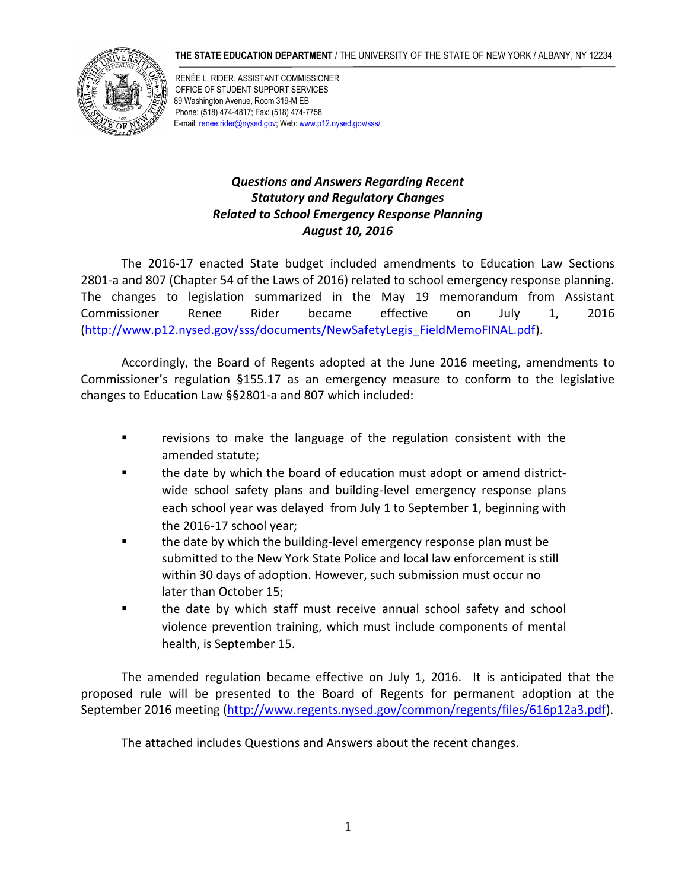**THE STATE EDUCATION DEPARTMENT** / THE UNIVERSITY OF THE STATE OF NEW YORK / ALBANY, NY 12234

RENÉE L. RIDER, ASSISTANT COMMISSIONER
OFFICE OF STUDENT SUPPORT SERVICES
89 Washington Avenue, Room 319-M EB
Phone: (518) 474-4817; Fax: (518) 474-7758
E-mail: renee.rider@nysed.gov; Web: www.p12.nysed.gov/sss/

***Questions and Answers Regarding Recent***
***Statutory and Regulatory Changes***
***Related to School Emergency Response Planning***
***August 10, 2016***

The 2016-17 enacted State budget included amendments to Education Law Sections 2801-a and 807 (Chapter 54 of the Laws of 2016) related to school emergency response planning. The changes to legislation summarized in the May 19 memorandum from Assistant Commissioner Renee Rider became effective on July 1, 2016 (http://www.p12.nysed.gov/sss/documents/NewSafetyLegis_FieldMemoFINAL.pdf).

Accordingly, the Board of Regents adopted at the June 2016 meeting, amendments to Commissioner's regulation §155.17 as an emergency measure to conform to the legislative changes to Education Law §§2801-a and 807 which included:

- revisions to make the language of the regulation consistent with the amended statute;
- the date by which the board of education must adopt or amend district-wide school safety plans and building-level emergency response plans each school year was delayed from July 1 to September 1, beginning with the 2016-17 school year;
- the date by which the building-level emergency response plan must be submitted to the New York State Police and local law enforcement is still within 30 days of adoption. However, such submission must occur no later than October 15;
- the date by which staff must receive annual school safety and school violence prevention training, which must include components of mental health, is September 15.

The amended regulation became effective on July 1, 2016. It is anticipated that the proposed rule will be presented to the Board of Regents for permanent adoption at the September 2016 meeting (http://www.regents.nysed.gov/common/regents/files/616p12a3.pdf).

The attached includes Questions and Answers about the recent changes.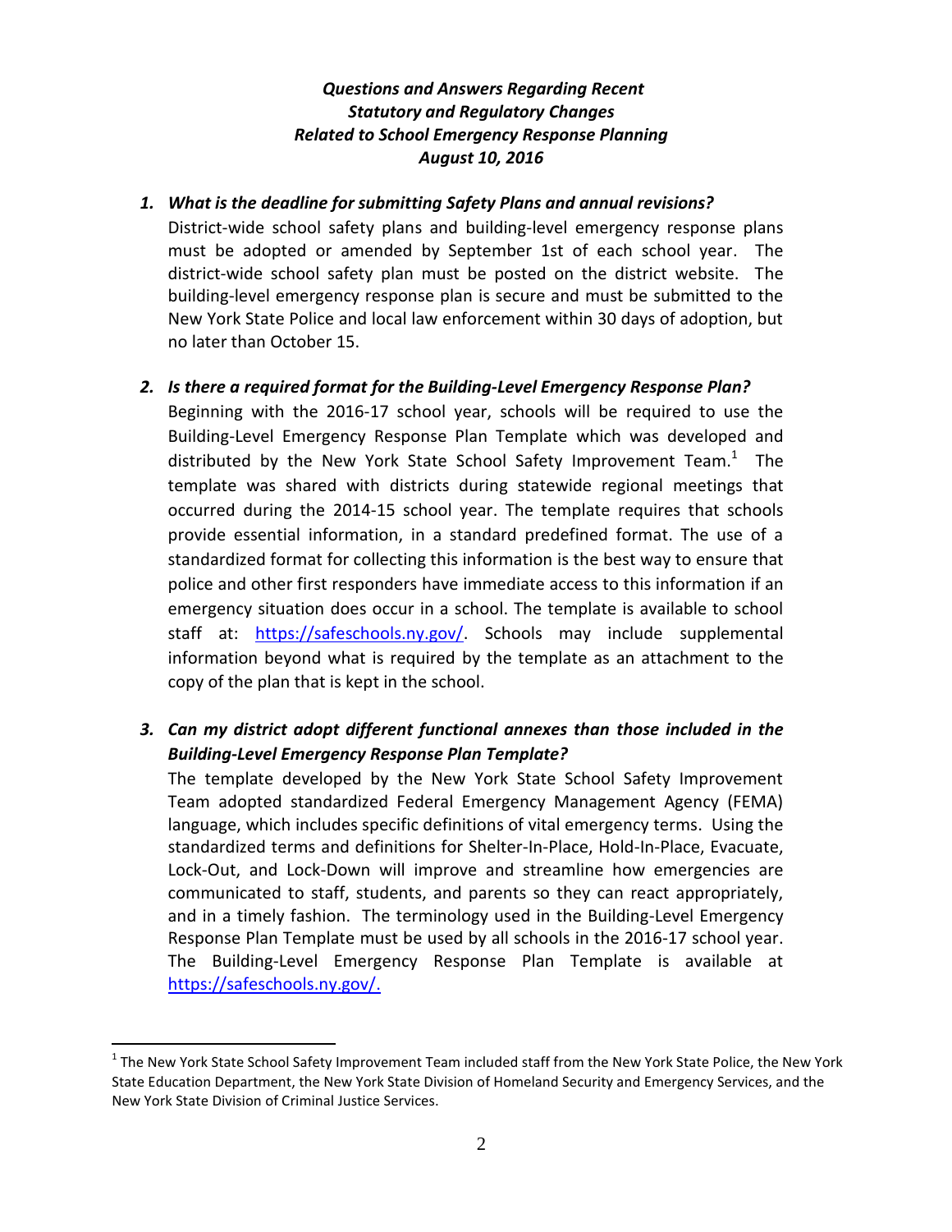***Questions and Answers Regarding Recent Statutory and Regulatory Changes Related to School Emergency Response Planning August 10, 2016***

1. ***What is the deadline for submitting Safety Plans and annual revisions?***

   District-wide school safety plans and building-level emergency response plans must be adopted or amended by September 1st of each school year. The district-wide school safety plan must be posted on the district website. The building-level emergency response plan is secure and must be submitted to the New York State Police and local law enforcement within 30 days of adoption, but no later than October 15.

2. ***Is there a required format for the Building-Level Emergency Response Plan?***

   Beginning with the 2016-17 school year, schools will be required to use the Building-Level Emergency Response Plan Template which was developed and distributed by the New York State School Safety Improvement Team.[1] The template was shared with districts during statewide regional meetings that occurred during the 2014-15 school year. The template requires that schools provide essential information, in a standard predefined format. The use of a standardized format for collecting this information is the best way to ensure that police and other first responders have immediate access to this information if an emergency situation does occur in a school. The template is available to school staff at: https://safeschools.ny.gov/. Schools may include supplemental information beyond what is required by the template as an attachment to the copy of the plan that is kept in the school.

3. ***Can my district adopt different functional annexes than those included in the Building-Level Emergency Response Plan Template?***

   The template developed by the New York State School Safety Improvement Team adopted standardized Federal Emergency Management Agency (FEMA) language, which includes specific definitions of vital emergency terms. Using the standardized terms and definitions for Shelter-In-Place, Hold-In-Place, Evacuate, Lock-Out, and Lock-Down will improve and streamline how emergencies are communicated to staff, students, and parents so they can react appropriately, and in a timely fashion. The terminology used in the Building-Level Emergency Response Plan Template must be used by all schools in the 2016-17 school year. The Building-Level Emergency Response Plan Template is available at https://safeschools.ny.gov/.

[1] The New York State School Safety Improvement Team included staff from the New York State Police, the New York State Education Department, the New York State Division of Homeland Security and Emergency Services, and the New York State Division of Criminal Justice Services.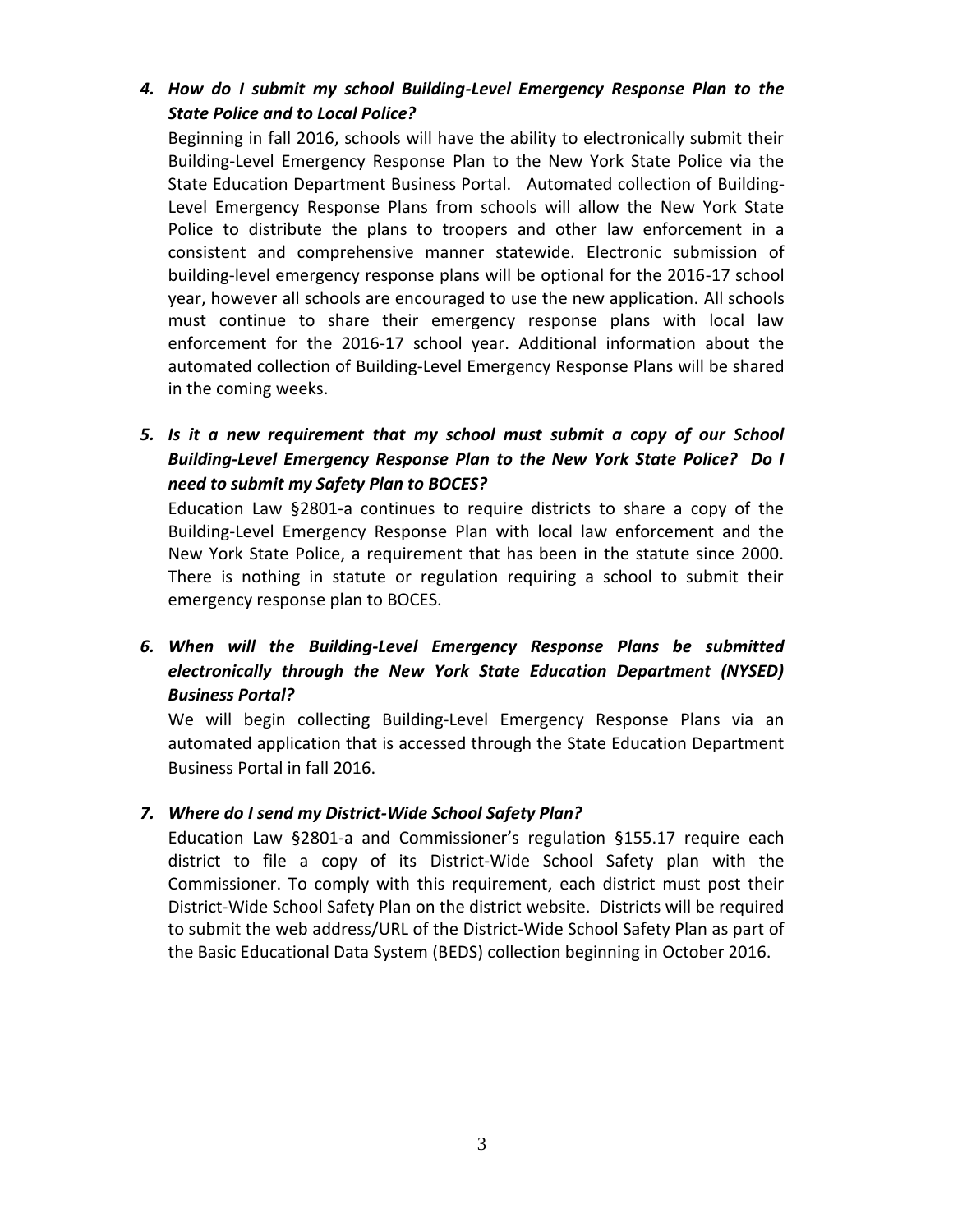4. ***How do I submit my school Building-Level Emergency Response Plan to the State Police and to Local Police?***

   Beginning in fall 2016, schools will have the ability to electronically submit their Building-Level Emergency Response Plan to the New York State Police via the State Education Department Business Portal. Automated collection of Building-Level Emergency Response Plans from schools will allow the New York State Police to distribute the plans to troopers and other law enforcement in a consistent and comprehensive manner statewide. Electronic submission of building-level emergency response plans will be optional for the 2016-17 school year, however all schools are encouraged to use the new application. All schools must continue to share their emergency response plans with local law enforcement for the 2016-17 school year. Additional information about the automated collection of Building-Level Emergency Response Plans will be shared in the coming weeks.

5. ***Is it a new requirement that my school must submit a copy of our School Building-Level Emergency Response Plan to the New York State Police? Do I need to submit my Safety Plan to BOCES?***

   Education Law §2801-a continues to require districts to share a copy of the Building-Level Emergency Response Plan with local law enforcement and the New York State Police, a requirement that has been in the statute since 2000. There is nothing in statute or regulation requiring a school to submit their emergency response plan to BOCES.

6. ***When will the Building-Level Emergency Response Plans be submitted electronically through the New York State Education Department (NYSED) Business Portal?***

   We will begin collecting Building-Level Emergency Response Plans via an automated application that is accessed through the State Education Department Business Portal in fall 2016.

7. ***Where do I send my District-Wide School Safety Plan?***

   Education Law §2801-a and Commissioner's regulation §155.17 require each district to file a copy of its District-Wide School Safety plan with the Commissioner. To comply with this requirement, each district must post their District-Wide School Safety Plan on the district website. Districts will be required to submit the web address/URL of the District-Wide School Safety Plan as part of the Basic Educational Data System (BEDS) collection beginning in October 2016.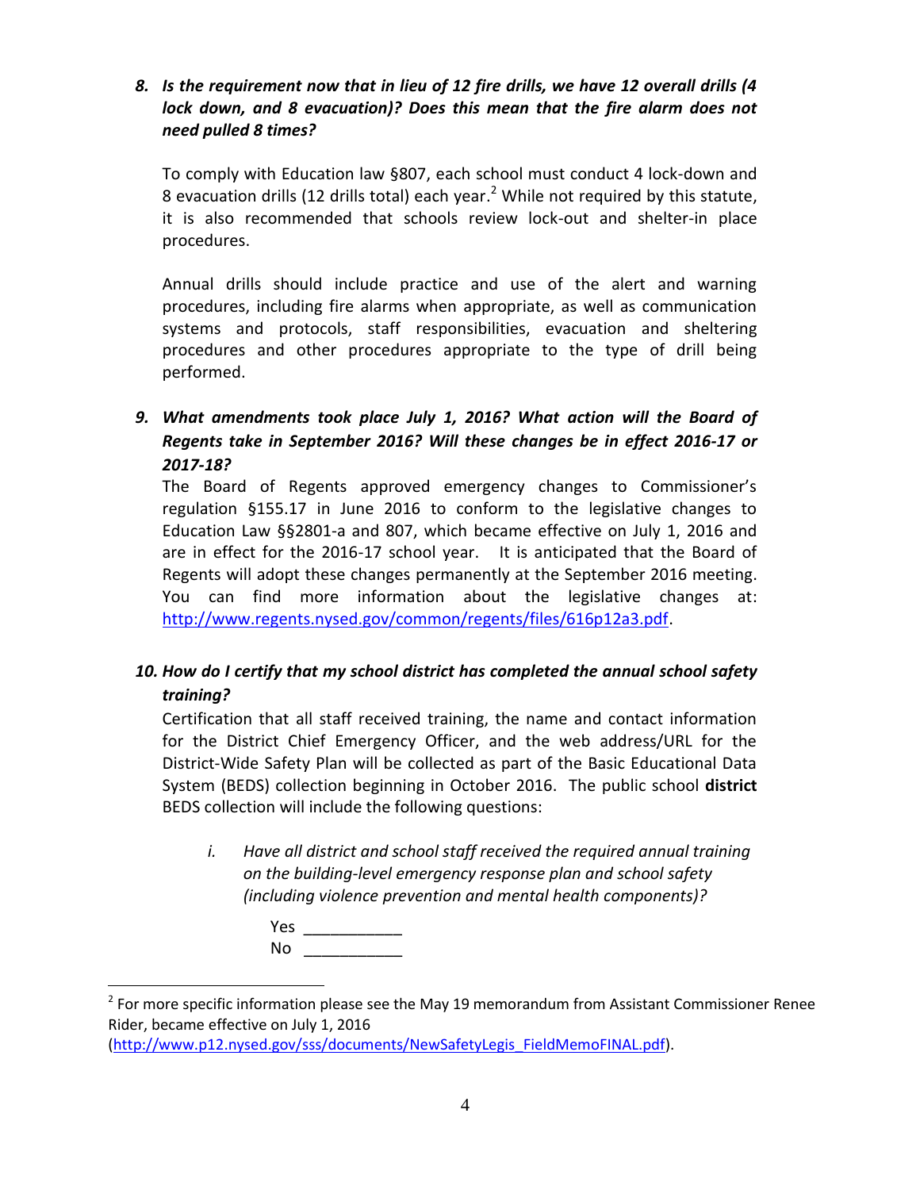***8. Is the requirement now that in lieu of 12 fire drills, we have 12 overall drills (4 lock down, and 8 evacuation)? Does this mean that the fire alarm does not need pulled 8 times?***

To comply with Education law §807, each school must conduct 4 lock-down and 8 evacuation drills (12 drills total) each year.[2] While not required by this statute, it is also recommended that schools review lock-out and shelter-in place procedures.

Annual drills should include practice and use of the alert and warning procedures, including fire alarms when appropriate, as well as communication systems and protocols, staff responsibilities, evacuation and sheltering procedures and other procedures appropriate to the type of drill being performed.

***9. What amendments took place July 1, 2016? What action will the Board of Regents take in September 2016? Will these changes be in effect 2016-17 or 2017-18?***

The Board of Regents approved emergency changes to Commissioner's regulation §155.17 in June 2016 to conform to the legislative changes to Education Law §§2801-a and 807, which became effective on July 1, 2016 and are in effect for the 2016-17 school year. It is anticipated that the Board of Regents will adopt these changes permanently at the September 2016 meeting. You can find more information about the legislative changes at: http://www.regents.nysed.gov/common/regents/files/616p12a3.pdf.

***10. How do I certify that my school district has completed the annual school safety training?***

Certification that all staff received training, the name and contact information for the District Chief Emergency Officer, and the web address/URL for the District-Wide Safety Plan will be collected as part of the Basic Educational Data System (BEDS) collection beginning in October 2016. The public school **district** BEDS collection will include the following questions:

i. *Have all district and school staff received the required annual training on the building-level emergency response plan and school safety (including violence prevention and mental health components)?*

Yes ___________
No ___________

---

[2] For more specific information please see the May 19 memorandum from Assistant Commissioner Renee Rider, became effective on July 1, 2016 (http://www.p12.nysed.gov/sss/documents/NewSafetyLegis_FieldMemoFINAL.pdf).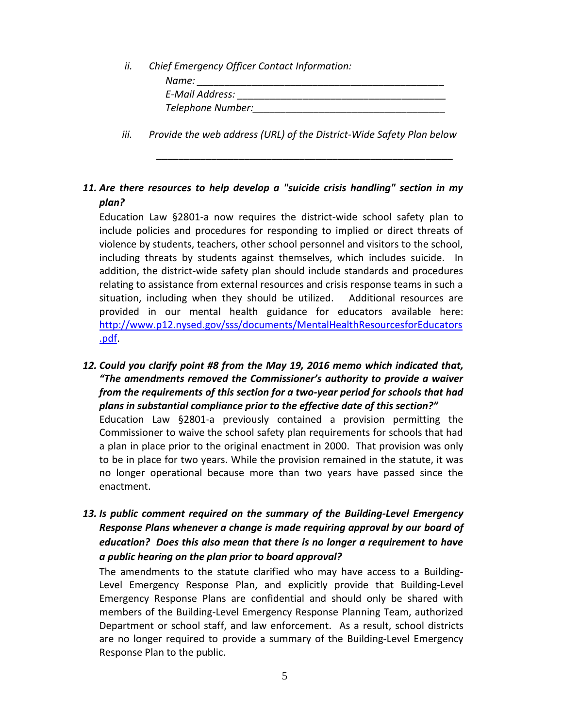ii. *Chief Emergency Officer Contact Information:*

*Name:* ____________________________________________

*E-Mail Address:* ____________________________________

*Telephone Number:*_________________________________

iii. *Provide the web address (URL) of the District-Wide Safety Plan below*

______________________________________________________

**11. *Are there resources to help develop a "suicide crisis handling" section in my plan?***

Education Law §2801-a now requires the district-wide school safety plan to include policies and procedures for responding to implied or direct threats of violence by students, teachers, other school personnel and visitors to the school, including threats by students against themselves, which includes suicide. In addition, the district-wide safety plan should include standards and procedures relating to assistance from external resources and crisis response teams in such a situation, including when they should be utilized. Additional resources are provided in our mental health guidance for educators available here: http://www.p12.nysed.gov/sss/documents/MentalHealthResourcesforEducators.pdf.

**12. *Could you clarify point #8 from the May 19, 2016 memo which indicated that, "The amendments removed the Commissioner's authority to provide a waiver from the requirements of this section for a two-year period for schools that had plans in substantial compliance prior to the effective date of this section?"***

Education Law §2801-a previously contained a provision permitting the Commissioner to waive the school safety plan requirements for schools that had a plan in place prior to the original enactment in 2000. That provision was only to be in place for two years. While the provision remained in the statute, it was no longer operational because more than two years have passed since the enactment.

**13. *Is public comment required on the summary of the Building-Level Emergency Response Plans whenever a change is made requiring approval by our board of education? Does this also mean that there is no longer a requirement to have a public hearing on the plan prior to board approval?***

The amendments to the statute clarified who may have access to a Building-Level Emergency Response Plan, and explicitly provide that Building-Level Emergency Response Plans are confidential and should only be shared with members of the Building-Level Emergency Response Planning Team, authorized Department or school staff, and law enforcement. As a result, school districts are no longer required to provide a summary of the Building-Level Emergency Response Plan to the public.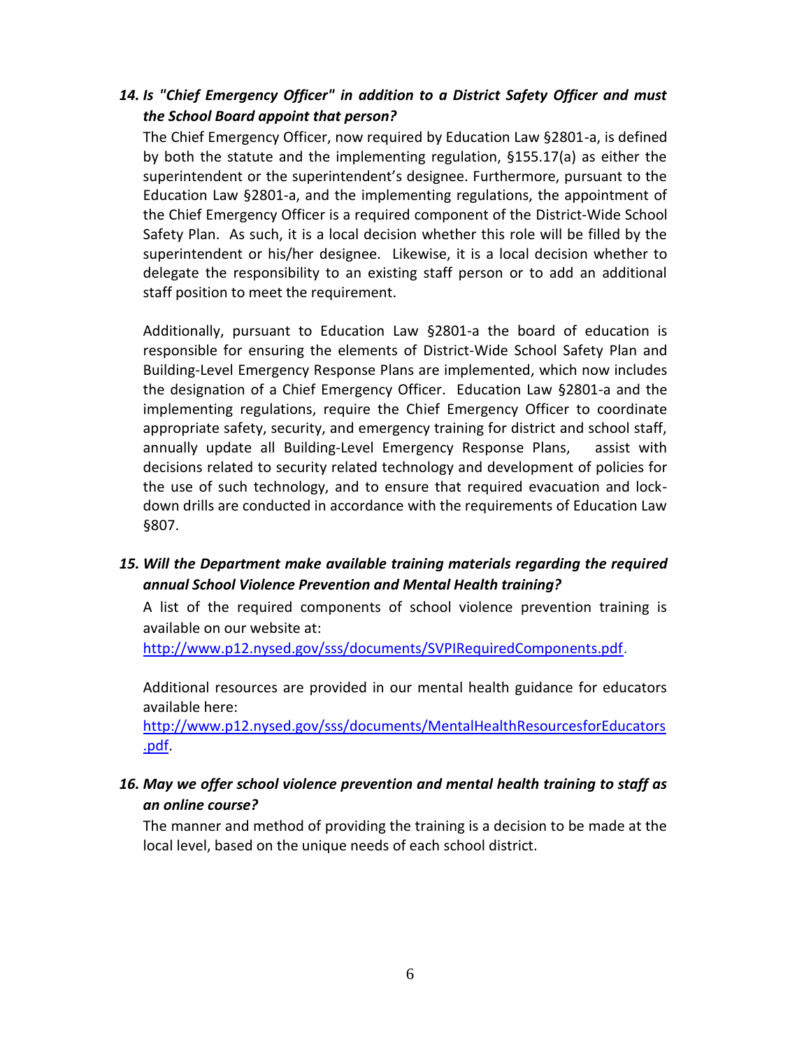***14. Is "Chief Emergency Officer" in addition to a District Safety Officer and must the School Board appoint that person?***

The Chief Emergency Officer, now required by Education Law §2801-a, is defined by both the statute and the implementing regulation, §155.17(a) as either the superintendent or the superintendent's designee. Furthermore, pursuant to the Education Law §2801-a, and the implementing regulations, the appointment of the Chief Emergency Officer is a required component of the District-Wide School Safety Plan. As such, it is a local decision whether this role will be filled by the superintendent or his/her designee. Likewise, it is a local decision whether to delegate the responsibility to an existing staff person or to add an additional staff position to meet the requirement.

Additionally, pursuant to Education Law §2801-a the board of education is responsible for ensuring the elements of District-Wide School Safety Plan and Building-Level Emergency Response Plans are implemented, which now includes the designation of a Chief Emergency Officer. Education Law §2801-a and the implementing regulations, require the Chief Emergency Officer to coordinate appropriate safety, security, and emergency training for district and school staff, annually update all Building-Level Emergency Response Plans, assist with decisions related to security related technology and development of policies for the use of such technology, and to ensure that required evacuation and lock-down drills are conducted in accordance with the requirements of Education Law §807.

***15. Will the Department make available training materials regarding the required annual School Violence Prevention and Mental Health training?***

A list of the required components of school violence prevention training is available on our website at:
http://www.p12.nysed.gov/sss/documents/SVPIRequiredComponents.pdf.

Additional resources are provided in our mental health guidance for educators available here:
http://www.p12.nysed.gov/sss/documents/MentalHealthResourcesforEducators.pdf.

***16. May we offer school violence prevention and mental health training to staff as an online course?***

The manner and method of providing the training is a decision to be made at the local level, based on the unique needs of each school district.